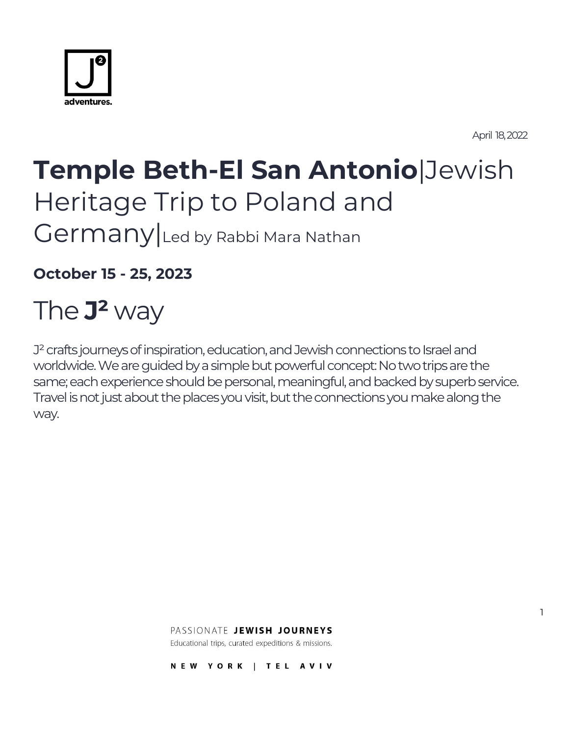J² adventures.

April 18, 2022

# **Temple Beth-El San Antonio**|Jewish Heritage Trip to Poland and Germany|Led by Rabbi Mara Nathan

**October 15 - 25, 2023**

## The **J²** way

J² crafts journeys of inspiration, education, and Jewish connections to Israel and worldwide. We are guided by a simple but powerful concept: No two trips are the same; each experience should be personal, meaningful, and backed by superb service. Travel is not just about the places you visit, but the connections you make along the way.

PASSIONATE **JEWISH JOURNEYS**
Educational trips, curated expeditions & missions.

NEW YORK | TEL AVIV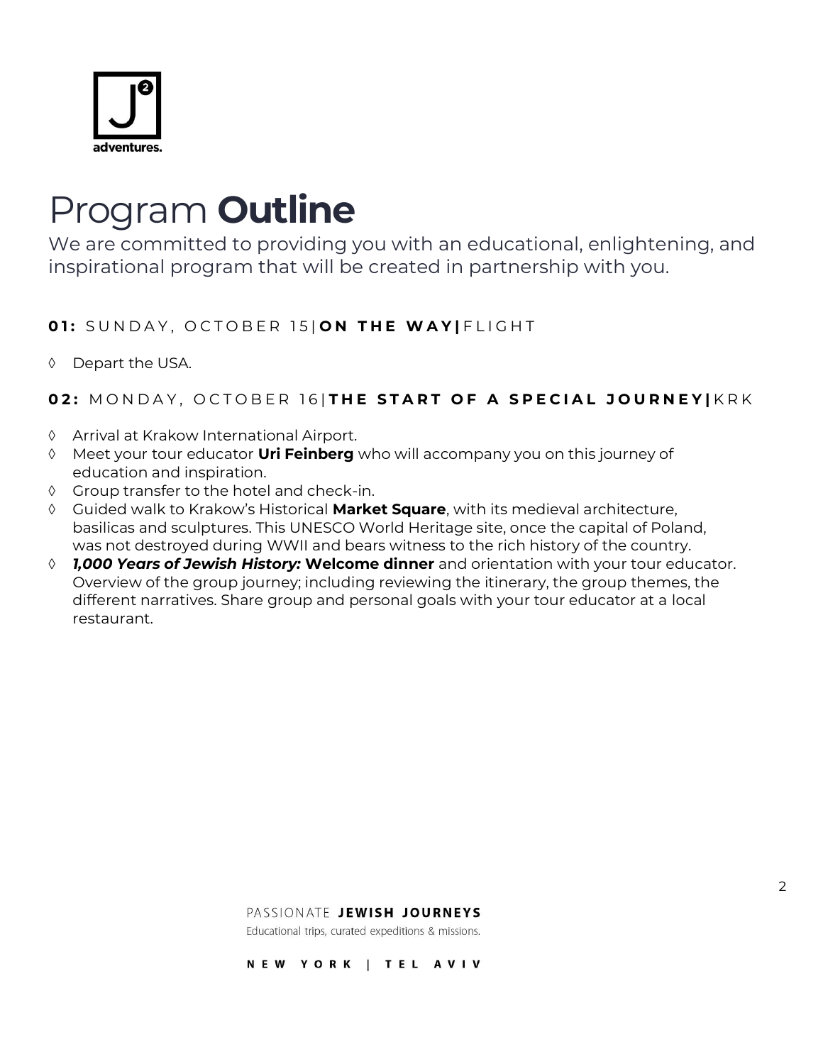# Program **Outline**

We are committed to providing you with an educational, enlightening, and inspirational program that will be created in partnership with you.

### **01:** SUNDAY, OCTOBER 15 | **ON THE WAY |** FLIGHT

- ◊ Depart the USA.

### **02:** MONDAY, OCTOBER 16 | **THE START OF A SPECIAL JOURNEY |** KRK

- ◊ Arrival at Krakow International Airport.
- ◊ Meet your tour educator **Uri Feinberg** who will accompany you on this journey of education and inspiration.
- ◊ Group transfer to the hotel and check-in.
- ◊ Guided walk to Krakow's Historical **Market Square**, with its medieval architecture, basilicas and sculptures. This UNESCO World Heritage site, once the capital of Poland, was not destroyed during WWII and bears witness to the rich history of the country.
- ◊ ***1,000 Years of Jewish History:*** **Welcome dinner** and orientation with your tour educator. Overview of the group journey; including reviewing the itinerary, the group themes, the different narratives. Share group and personal goals with your tour educator at a local restaurant.

PASSIONATE **JEWISH JOURNEYS**
Educational trips, curated expeditions & missions.

NEW YORK | TEL AVIV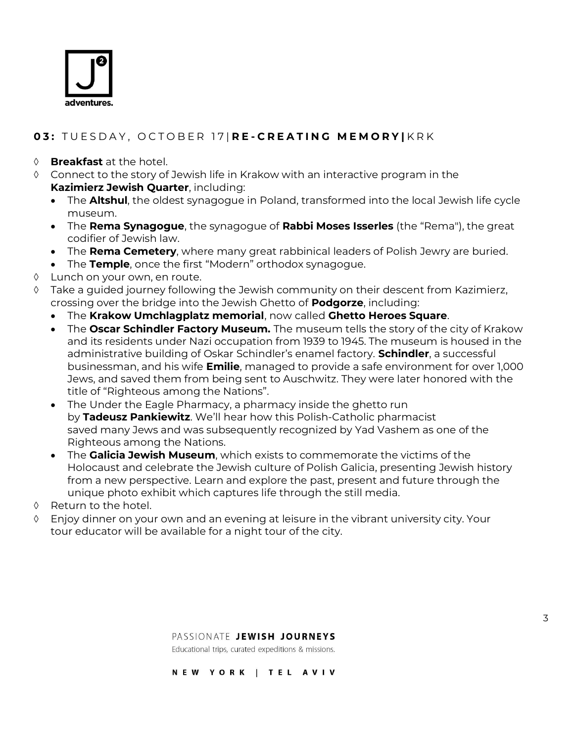## **03:** TUESDAY, OCTOBER 17 | **RE-CREATING MEMORY** | KRK

- **Breakfast** at the hotel.
- Connect to the story of Jewish life in Krakow with an interactive program in the **Kazimierz Jewish Quarter**, including:
  - The **Altshul**, the oldest synagogue in Poland, transformed into the local Jewish life cycle museum.
  - The **Rema Synagogue**, the synagogue of **Rabbi Moses Isserles** (the "Rema"), the great codifier of Jewish law.
  - The **Rema Cemetery**, where many great rabbinical leaders of Polish Jewry are buried.
  - The **Temple**, once the first "Modern" orthodox synagogue.
- Lunch on your own, en route.
- Take a guided journey following the Jewish community on their descent from Kazimierz, crossing over the bridge into the Jewish Ghetto of **Podgorze**, including:
  - The **Krakow Umchlagplatz memorial**, now called **Ghetto Heroes Square**.
  - The **Oscar Schindler Factory Museum.** The museum tells the story of the city of Krakow and its residents under Nazi occupation from 1939 to 1945. The museum is housed in the administrative building of Oskar Schindler's enamel factory. **Schindler**, a successful businessman, and his wife **Emilie**, managed to provide a safe environment for over 1,000 Jews, and saved them from being sent to Auschwitz. They were later honored with the title of "Righteous among the Nations".
  - The Under the Eagle Pharmacy, a pharmacy inside the ghetto run by **Tadeusz Pankiewitz**. We'll hear how this Polish-Catholic pharmacist saved many Jews and was subsequently recognized by Yad Vashem as one of the Righteous among the Nations.
  - The **Galicia Jewish Museum**, which exists to commemorate the victims of the Holocaust and celebrate the Jewish culture of Polish Galicia, presenting Jewish history from a new perspective. Learn and explore the past, present and future through the unique photo exhibit which captures life through the still media.
- Return to the hotel.
- Enjoy dinner on your own and an evening at leisure in the vibrant university city. Your tour educator will be available for a night tour of the city.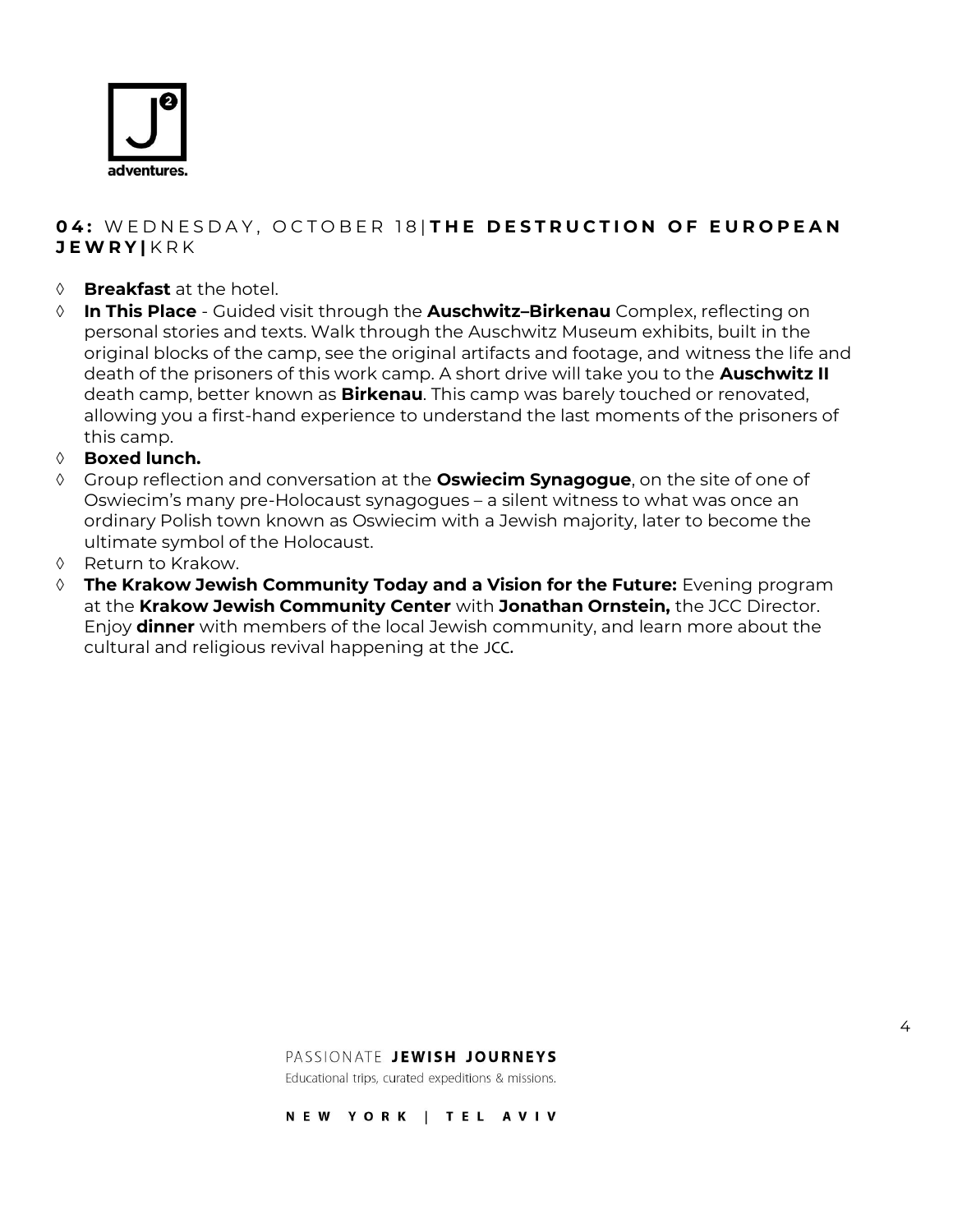## **04:** WEDNESDAY, OCTOBER 18| **THE DESTRUCTION OF EUROPEAN JEWRY|** KRK

- **Breakfast** at the hotel.
- **In This Place** - Guided visit through the **Auschwitz–Birkenau** Complex, reflecting on personal stories and texts. Walk through the Auschwitz Museum exhibits, built in the original blocks of the camp, see the original artifacts and footage, and witness the life and death of the prisoners of this work camp. A short drive will take you to the **Auschwitz II** death camp, better known as **Birkenau**. This camp was barely touched or renovated, allowing you a first-hand experience to understand the last moments of the prisoners of this camp.
- **Boxed lunch.**
- Group reflection and conversation at the **Oswiecim Synagogue**, on the site of one of Oswiecim's many pre-Holocaust synagogues – a silent witness to what was once an ordinary Polish town known as Oswiecim with a Jewish majority, later to become the ultimate symbol of the Holocaust.
- Return to Krakow.
- **The Krakow Jewish Community Today and a Vision for the Future:** Evening program at the **Krakow Jewish Community Center** with **Jonathan Ornstein,** the JCC Director. Enjoy **dinner** with members of the local Jewish community, and learn more about the cultural and religious revival happening at the JCC.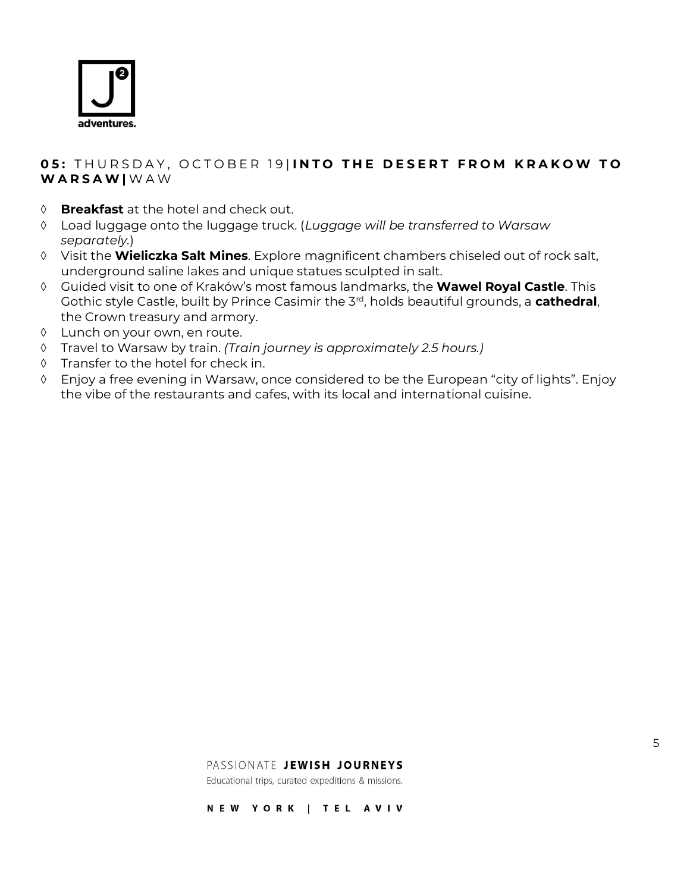## **05:** THURSDAY, OCTOBER 19 | **INTO THE DESERT FROM KRAKOW TO WARSAW |** WAW

- **Breakfast** at the hotel and check out.
- Load luggage onto the luggage truck. (*Luggage will be transferred to Warsaw separately.*)
- Visit the **Wieliczka Salt Mines**. Explore magnificent chambers chiseled out of rock salt, underground saline lakes and unique statues sculpted in salt.
- Guided visit to one of Kraków's most famous landmarks, the **Wawel Royal Castle**. This Gothic style Castle, built by Prince Casimir the 3rd, holds beautiful grounds, a **cathedral**, the Crown treasury and armory.
- Lunch on your own, en route.
- Travel to Warsaw by train. *(Train journey is approximately 2.5 hours.)*
- Transfer to the hotel for check in.
- Enjoy a free evening in Warsaw, once considered to be the European "city of lights". Enjoy the vibe of the restaurants and cafes, with its local and international cuisine.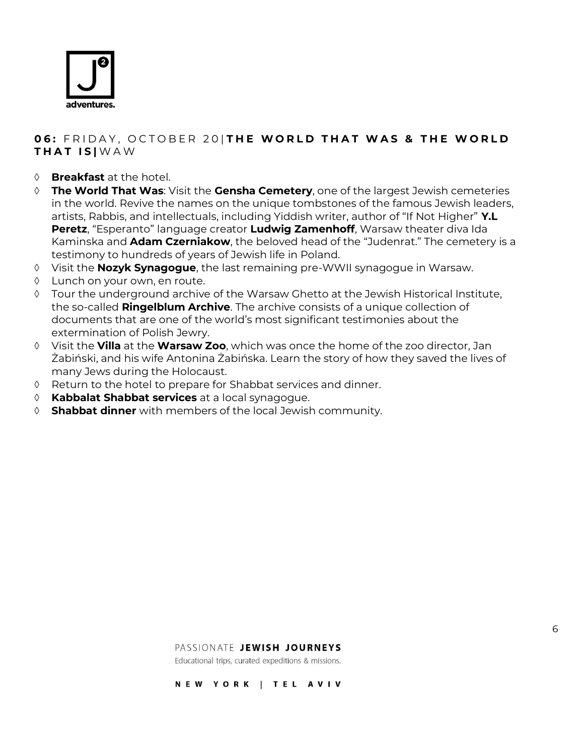## **06:** FRIDAY, OCTOBER 20 | **THE WORLD THAT WAS & THE WORLD THAT IS** | WAW

- **Breakfast** at the hotel.
- **The World That Was**: Visit the **Gensha Cemetery**, one of the largest Jewish cemeteries in the world. Revive the names on the unique tombstones of the famous Jewish leaders, artists, Rabbis, and intellectuals, including Yiddish writer, author of "If Not Higher" **Y.L Peretz**, "Esperanto" language creator **Ludwig Zamenhoff**, Warsaw theater diva Ida Kaminska and **Adam Czerniakow**, the beloved head of the "Judenrat." The cemetery is a testimony to hundreds of years of Jewish life in Poland.
- Visit the **Nozyk Synagogue**, the last remaining pre-WWII synagogue in Warsaw.
- Lunch on your own, en route.
- Tour the underground archive of the Warsaw Ghetto at the Jewish Historical Institute, the so-called **Ringelblum Archive**. The archive consists of a unique collection of documents that are one of the world's most significant testimonies about the extermination of Polish Jewry.
- Visit the **Villa** at the **Warsaw Zoo**, which was once the home of the zoo director, Jan Żabiński, and his wife Antonina Żabińska. Learn the story of how they saved the lives of many Jews during the Holocaust.
- Return to the hotel to prepare for Shabbat services and dinner.
- **Kabbalat Shabbat services** at a local synagogue.
- **Shabbat dinner** with members of the local Jewish community.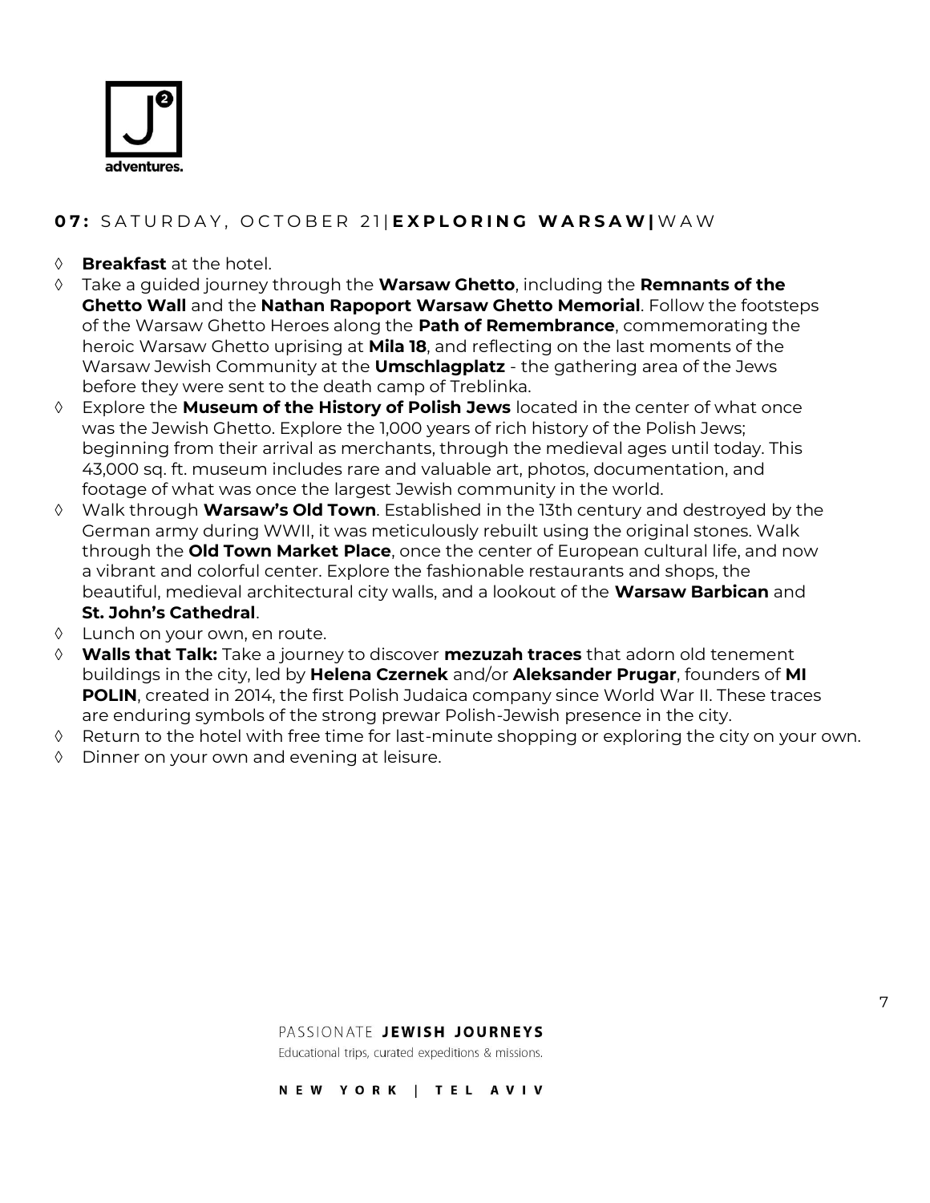## **07:** SATURDAY, OCTOBER 21 | **EXPLORING WARSAW** | WAW

- **Breakfast** at the hotel.
- Take a guided journey through the **Warsaw Ghetto**, including the **Remnants of the Ghetto Wall** and the **Nathan Rapoport Warsaw Ghetto Memorial**. Follow the footsteps of the Warsaw Ghetto Heroes along the **Path of Remembrance**, commemorating the heroic Warsaw Ghetto uprising at **Mila 18**, and reflecting on the last moments of the Warsaw Jewish Community at the **Umschlagplatz** - the gathering area of the Jews before they were sent to the death camp of Treblinka.
- Explore the **Museum of the History of Polish Jews** located in the center of what once was the Jewish Ghetto. Explore the 1,000 years of rich history of the Polish Jews; beginning from their arrival as merchants, through the medieval ages until today. This 43,000 sq. ft. museum includes rare and valuable art, photos, documentation, and footage of what was once the largest Jewish community in the world.
- Walk through **Warsaw's Old Town**. Established in the 13th century and destroyed by the German army during WWII, it was meticulously rebuilt using the original stones. Walk through the **Old Town Market Place**, once the center of European cultural life, and now a vibrant and colorful center. Explore the fashionable restaurants and shops, the beautiful, medieval architectural city walls, and a lookout of the **Warsaw Barbican** and **St. John's Cathedral**.
- Lunch on your own, en route.
- **Walls that Talk:** Take a journey to discover **mezuzah traces** that adorn old tenement buildings in the city, led by **Helena Czernek** and/or **Aleksander Prugar**, founders of **MI POLIN**, created in 2014, the first Polish Judaica company since World War II. These traces are enduring symbols of the strong prewar Polish-Jewish presence in the city.
- Return to the hotel with free time for last-minute shopping or exploring the city on your own.
- Dinner on your own and evening at leisure.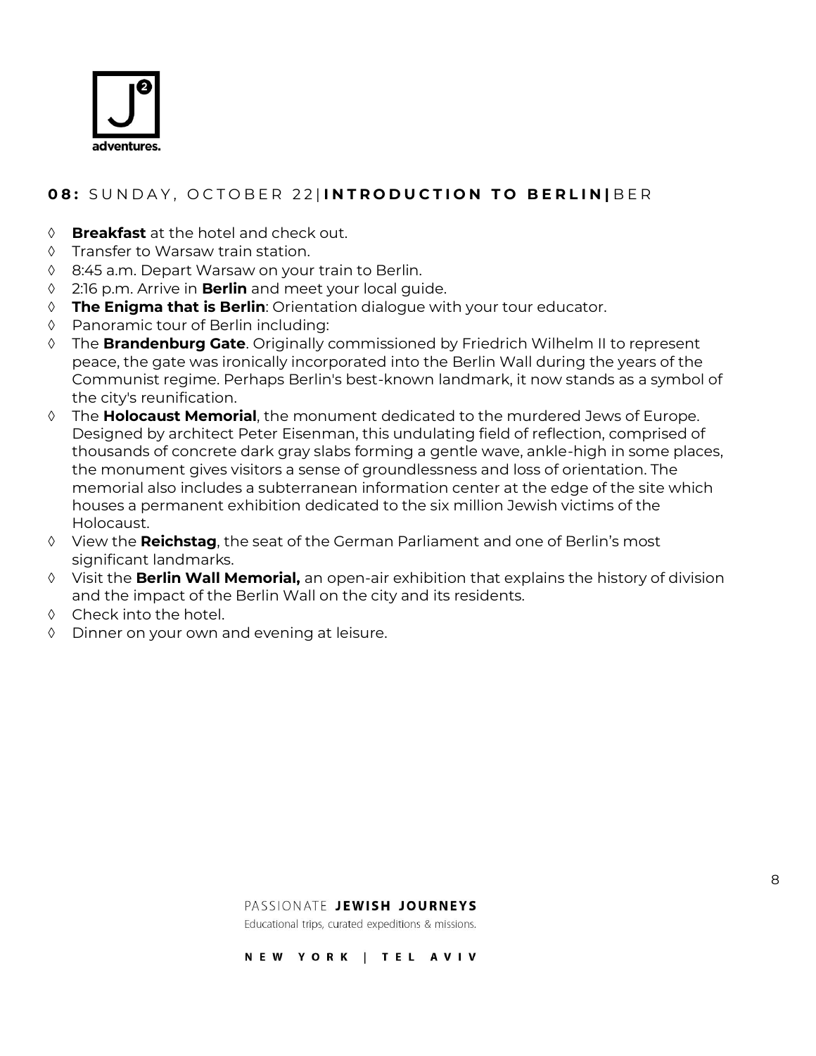## **08:** SUNDAY, OCTOBER 22 | **INTRODUCTION TO BERLIN** | BER

- **Breakfast** at the hotel and check out.
- Transfer to Warsaw train station.
- 8:45 a.m. Depart Warsaw on your train to Berlin.
- 2:16 p.m. Arrive in **Berlin** and meet your local guide.
- **The Enigma that is Berlin**: Orientation dialogue with your tour educator.
- Panoramic tour of Berlin including:
- The **Brandenburg Gate**. Originally commissioned by Friedrich Wilhelm II to represent peace, the gate was ironically incorporated into the Berlin Wall during the years of the Communist regime. Perhaps Berlin's best-known landmark, it now stands as a symbol of the city's reunification.
- The **Holocaust Memorial**, the monument dedicated to the murdered Jews of Europe. Designed by architect Peter Eisenman, this undulating field of reflection, comprised of thousands of concrete dark gray slabs forming a gentle wave, ankle-high in some places, the monument gives visitors a sense of groundlessness and loss of orientation. The memorial also includes a subterranean information center at the edge of the site which houses a permanent exhibition dedicated to the six million Jewish victims of the Holocaust.
- View the **Reichstag**, the seat of the German Parliament and one of Berlin's most significant landmarks.
- Visit the **Berlin Wall Memorial,** an open-air exhibition that explains the history of division and the impact of the Berlin Wall on the city and its residents.
- Check into the hotel.
- Dinner on your own and evening at leisure.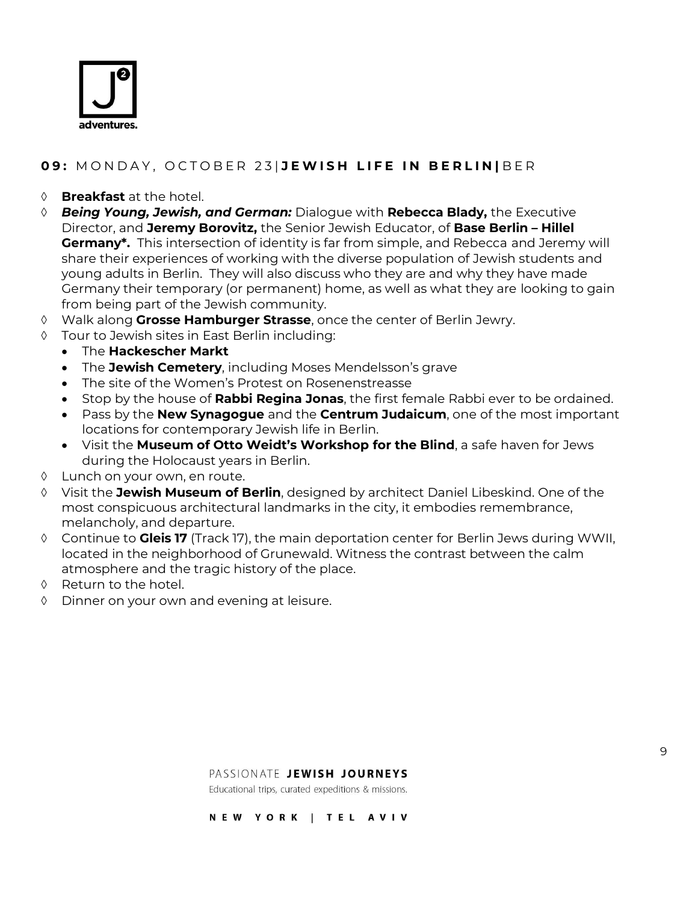## **09:** MONDAY, OCTOBER 23|**JEWISH LIFE IN BERLIN|**BER

- **Breakfast** at the hotel.
- ***Being Young, Jewish, and German:*** Dialogue with **Rebecca Blady,** the Executive Director, and **Jeremy Borovitz,** the Senior Jewish Educator, of **Base Berlin – Hillel Germany*.** This intersection of identity is far from simple, and Rebecca and Jeremy will share their experiences of working with the diverse population of Jewish students and young adults in Berlin. They will also discuss who they are and why they have made Germany their temporary (or permanent) home, as well as what they are looking to gain from being part of the Jewish community.
- Walk along **Grosse Hamburger Strasse**, once the center of Berlin Jewry.
- Tour to Jewish sites in East Berlin including:
  - The **Hackescher Markt**
  - The **Jewish Cemetery**, including Moses Mendelsson's grave
  - The site of the Women's Protest on Rosenenstreasse
  - Stop by the house of **Rabbi Regina Jonas**, the first female Rabbi ever to be ordained.
  - Pass by the **New Synagogue** and the **Centrum Judaicum**, one of the most important locations for contemporary Jewish life in Berlin.
  - Visit the **Museum of Otto Weidt's Workshop for the Blind**, a safe haven for Jews during the Holocaust years in Berlin.
- Lunch on your own, en route.
- Visit the **Jewish Museum of Berlin**, designed by architect Daniel Libeskind. One of the most conspicuous architectural landmarks in the city, it embodies remembrance, melancholy, and departure.
- Continue to **Gleis 17** (Track 17), the main deportation center for Berlin Jews during WWII, located in the neighborhood of Grunewald. Witness the contrast between the calm atmosphere and the tragic history of the place.
- Return to the hotel.
- Dinner on your own and evening at leisure.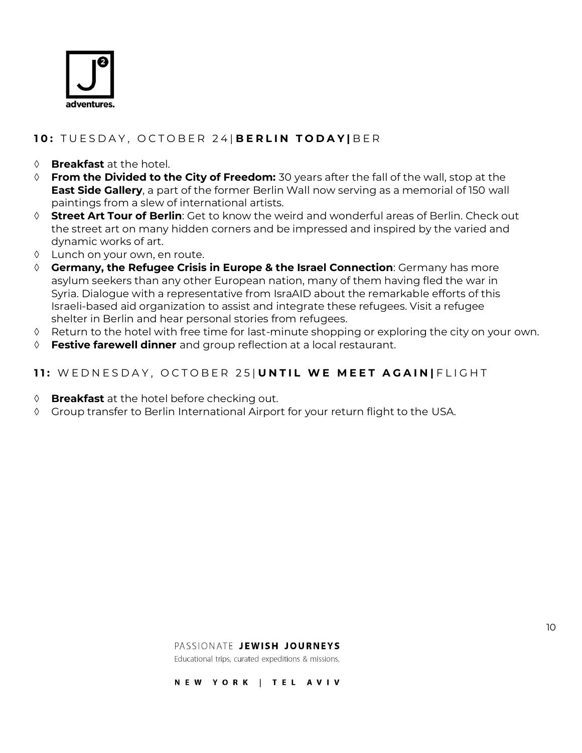## **10:** TUESDAY, OCTOBER 24| **BERLIN TODAY|** BER

◊ **Breakfast** at the hotel.
◊ **From the Divided to the City of Freedom:** 30 years after the fall of the wall, stop at the **East Side Gallery**, a part of the former Berlin Wall now serving as a memorial of 150 wall paintings from a slew of international artists.
◊ **Street Art Tour of Berlin**: Get to know the weird and wonderful areas of Berlin. Check out the street art on many hidden corners and be impressed and inspired by the varied and dynamic works of art.
◊ Lunch on your own, en route.
◊ **Germany, the Refugee Crisis in Europe & the Israel Connection**: Germany has more asylum seekers than any other European nation, many of them having fled the war in Syria. Dialogue with a representative from IsraAID about the remarkable efforts of this Israeli-based aid organization to assist and integrate these refugees. Visit a refugee shelter in Berlin and hear personal stories from refugees.
◊ Return to the hotel with free time for last-minute shopping or exploring the city on your own.
◊ **Festive farewell dinner** and group reflection at a local restaurant.

## **11:** WEDNESDAY, OCTOBER 25| **UNTIL WE MEET AGAIN|** FLIGHT

◊ **Breakfast** at the hotel before checking out.
◊ Group transfer to Berlin International Airport for your return flight to the USA.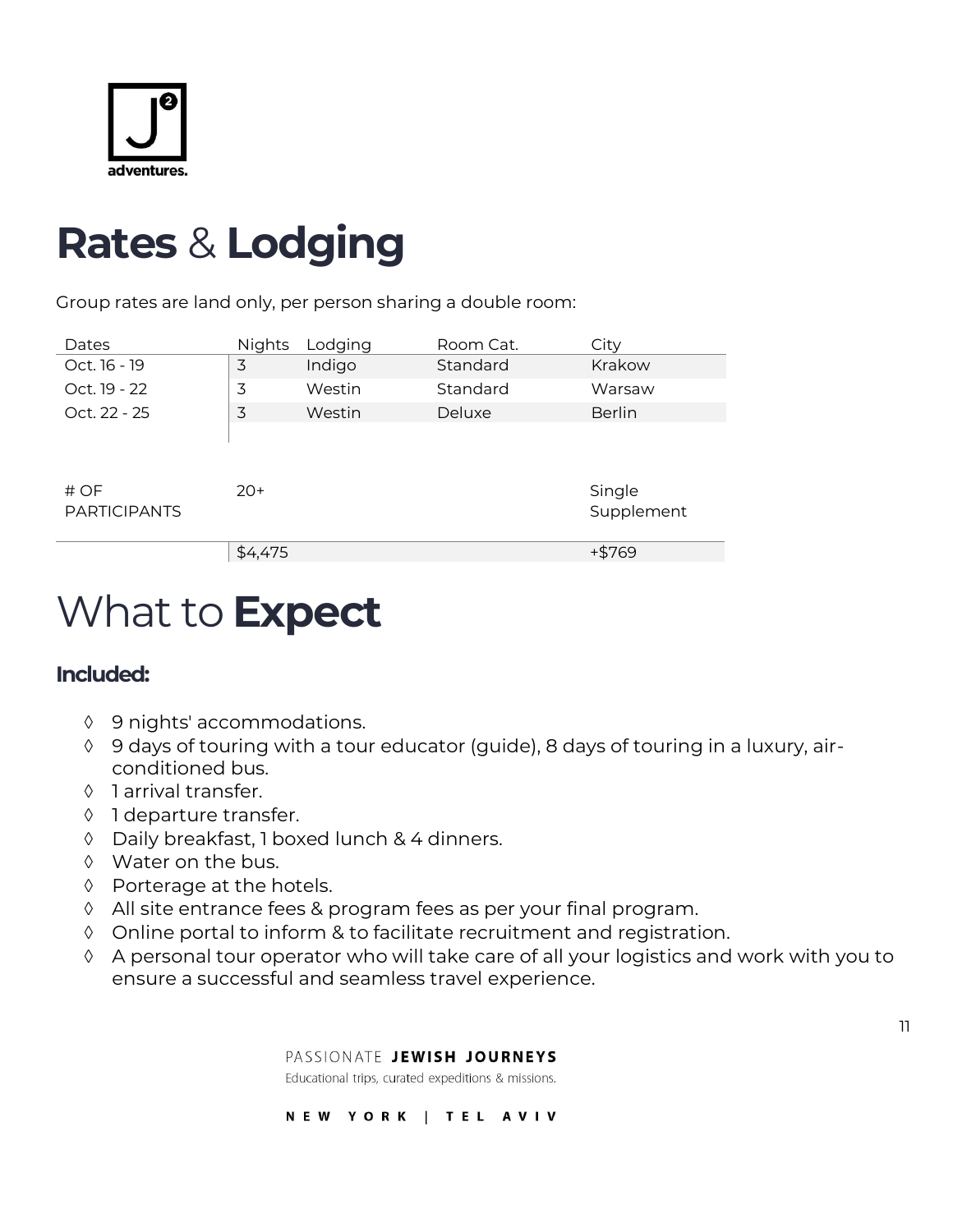# Rates & Lodging

Group rates are land only, per person sharing a double room:

| Dates | Nights | Lodging | Room Cat. | City |
|---|---|---|---|---|
| Oct. 16 - 19 | 3 | Indigo | Standard | Krakow |
| Oct. 19 - 22 | 3 | Westin | Standard | Warsaw |
| Oct. 22 - 25 | 3 | Westin | Deluxe | Berlin |

| # OF PARTICIPANTS | 20+ | Single Supplement |
|---|---|---|
| | $4,475 | +$769 |

# What to Expect

**Included:**

- ◊ 9 nights' accommodations.
- ◊ 9 days of touring with a tour educator (guide), 8 days of touring in a luxury, air-conditioned bus.
- ◊ 1 arrival transfer.
- ◊ 1 departure transfer.
- ◊ Daily breakfast, 1 boxed lunch & 4 dinners.
- ◊ Water on the bus.
- ◊ Porterage at the hotels.
- ◊ All site entrance fees & program fees as per your final program.
- ◊ Online portal to inform & to facilitate recruitment and registration.
- ◊ A personal tour operator who will take care of all your logistics and work with you to ensure a successful and seamless travel experience.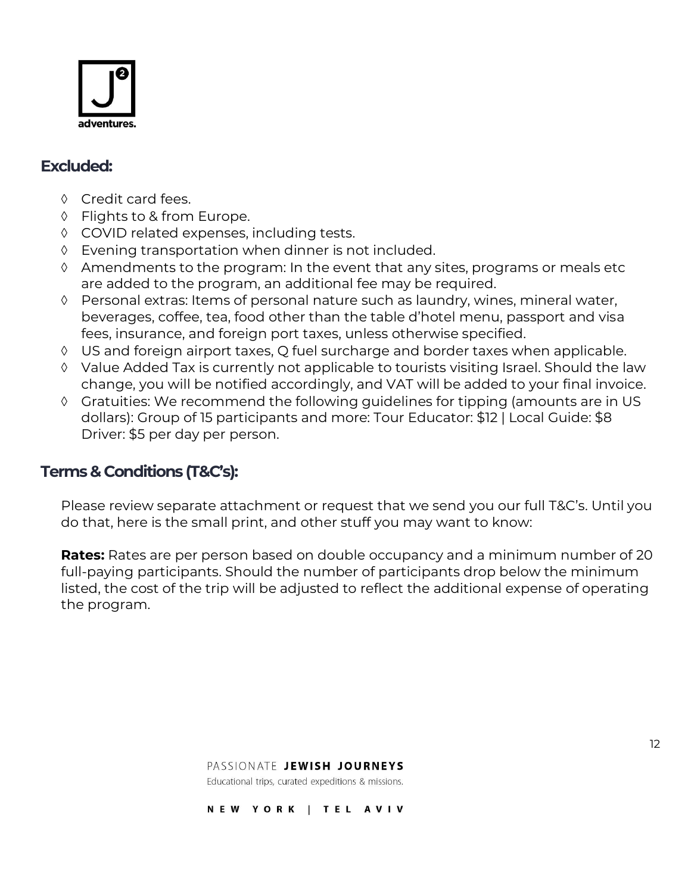## Excluded:

- ◊ Credit card fees.
- ◊ Flights to & from Europe.
- ◊ COVID related expenses, including tests.
- ◊ Evening transportation when dinner is not included.
- ◊ Amendments to the program: In the event that any sites, programs or meals etc are added to the program, an additional fee may be required.
- ◊ Personal extras: Items of personal nature such as laundry, wines, mineral water, beverages, coffee, tea, food other than the table d'hotel menu, passport and visa fees, insurance, and foreign port taxes, unless otherwise specified.
- ◊ US and foreign airport taxes, Q fuel surcharge and border taxes when applicable.
- ◊ Value Added Tax is currently not applicable to tourists visiting Israel. Should the law change, you will be notified accordingly, and VAT will be added to your final invoice.
- ◊ Gratuities: We recommend the following guidelines for tipping (amounts are in US dollars): Group of 15 participants and more: Tour Educator: $12 | Local Guide: $8 Driver: $5 per day per person.

## Terms & Conditions (T&C's):

Please review separate attachment or request that we send you our full T&C's. Until you do that, here is the small print, and other stuff you may want to know:

**Rates:** Rates are per person based on double occupancy and a minimum number of 20 full-paying participants. Should the number of participants drop below the minimum listed, the cost of the trip will be adjusted to reflect the additional expense of operating the program.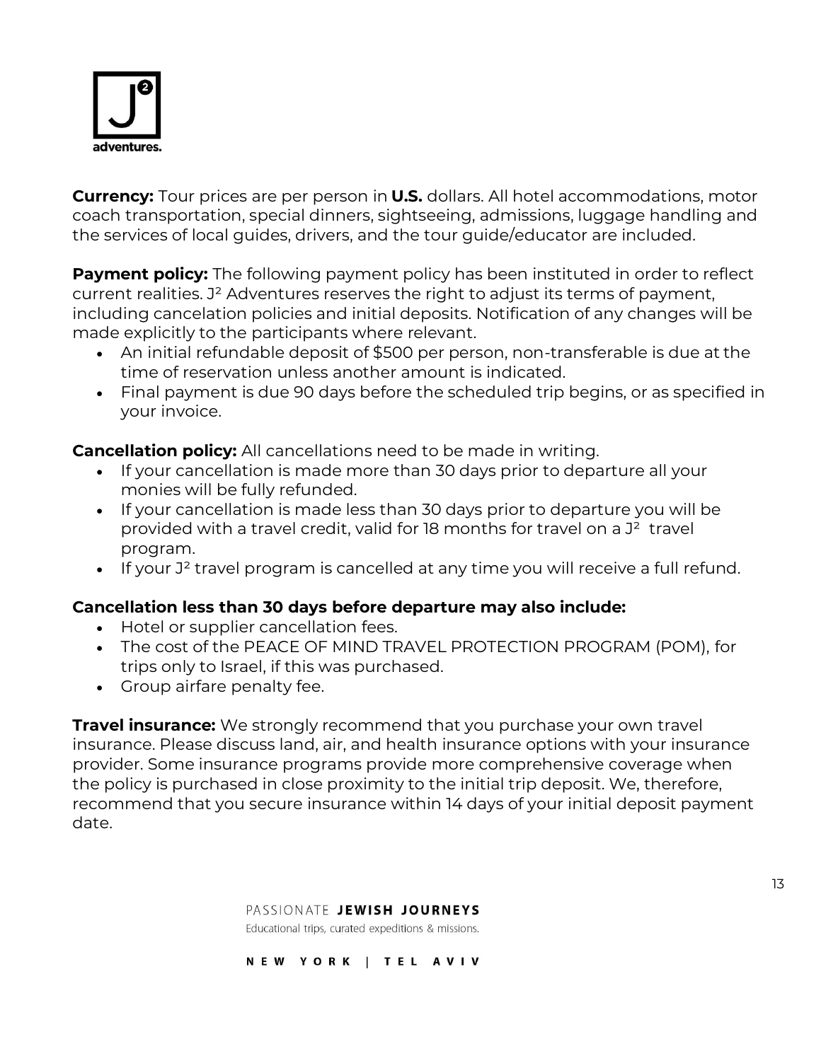**Currency:** Tour prices are per person in **U.S.** dollars. All hotel accommodations, motor coach transportation, special dinners, sightseeing, admissions, luggage handling and the services of local guides, drivers, and the tour guide/educator are included.

**Payment policy:** The following payment policy has been instituted in order to reflect current realities. J² Adventures reserves the right to adjust its terms of payment, including cancelation policies and initial deposits. Notification of any changes will be made explicitly to the participants where relevant.

- An initial refundable deposit of $500 per person, non-transferable is due at the time of reservation unless another amount is indicated.
- Final payment is due 90 days before the scheduled trip begins, or as specified in your invoice.

**Cancellation policy:** All cancellations need to be made in writing.

- If your cancellation is made more than 30 days prior to departure all your monies will be fully refunded.
- If your cancellation is made less than 30 days prior to departure you will be provided with a travel credit, valid for 18 months for travel on a J² travel program.
- If your J² travel program is cancelled at any time you will receive a full refund.

**Cancellation less than 30 days before departure may also include:**

- Hotel or supplier cancellation fees.
- The cost of the PEACE OF MIND TRAVEL PROTECTION PROGRAM (POM), for trips only to Israel, if this was purchased.
- Group airfare penalty fee.

**Travel insurance:** We strongly recommend that you purchase your own travel insurance. Please discuss land, air, and health insurance options with your insurance provider. Some insurance programs provide more comprehensive coverage when the policy is purchased in close proximity to the initial trip deposit. We, therefore, recommend that you secure insurance within 14 days of your initial deposit payment date.